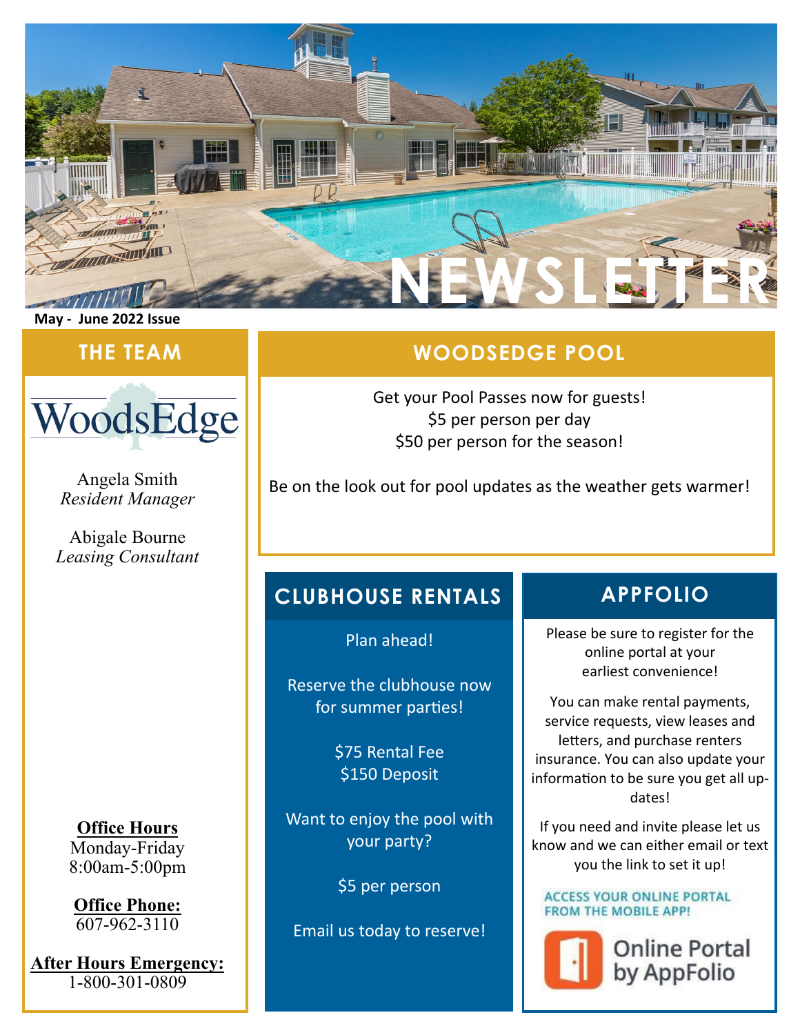# NEWSLETTER

**May - June 2022 Issue**

## THE TEAM

WoodsEdge

Angela Smith
*Resident Manager*

Abigale Bourne
*Leasing Consultant*

**Office Hours**
Monday-Friday
8:00am-5:00pm

**Office Phone:**
607-962-3110

**After Hours Emergency:**
1-800-301-0809

## WOODSEDGE POOL

Get your Pool Passes now for guests!
$5 per person per day
$50 per person for the season!

Be on the look out for pool updates as the weather gets warmer!

## CLUBHOUSE RENTALS

Plan ahead!

Reserve the clubhouse now for summer parties!

$75 Rental Fee
$150 Deposit

Want to enjoy the pool with your party?

$5 per person

Email us today to reserve!

## APPFOLIO

Please be sure to register for the online portal at your earliest convenience!

You can make rental payments, service requests, view leases and letters, and purchase renters insurance. You can also update your information to be sure you get all updates!

If you need and invite please let us know and we can either email or text you the link to set it up!

ACCESS YOUR ONLINE PORTAL FROM THE MOBILE APP!

Online Portal by AppFolio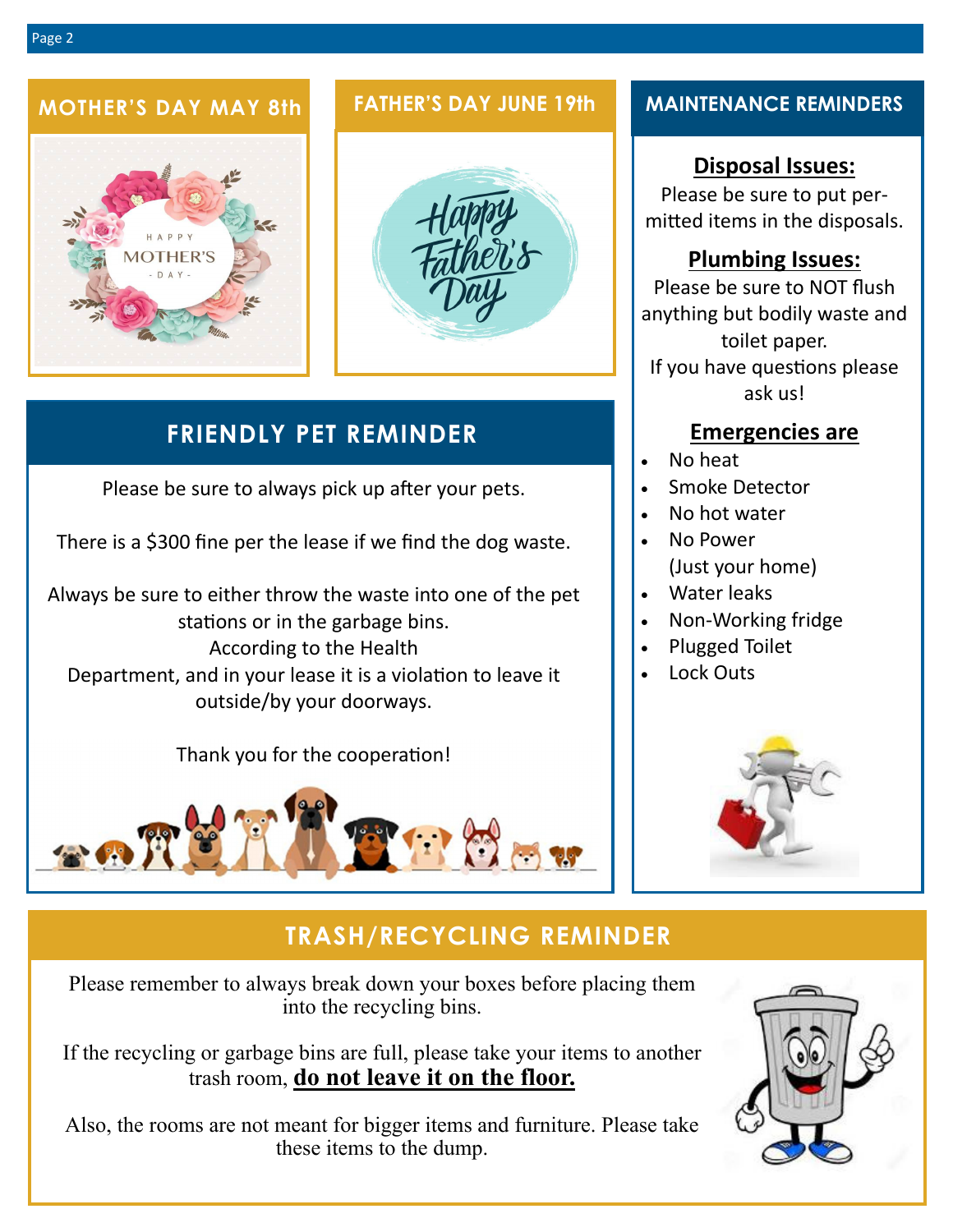## MOTHER'S DAY MAY 8th

## FATHER'S DAY JUNE 19th

## MAINTENANCE REMINDERS

**Disposal Issues:**

Please be sure to put permitted items in the disposals.

**Plumbing Issues:**

Please be sure to NOT flush anything but bodily waste and toilet paper.

If you have questions please ask us!

**Emergencies are**

- No heat
- Smoke Detector
- No hot water
- No Power (Just your home)
- Water leaks
- Non-Working fridge
- Plugged Toilet
- Lock Outs

## FRIENDLY PET REMINDER

Please be sure to always pick up after your pets.

There is a $300 fine per the lease if we find the dog waste.

Always be sure to either throw the waste into one of the pet stations or in the garbage bins.
According to the Health Department, and in your lease it is a violation to leave it outside/by your doorways.

Thank you for the cooperation!

## TRASH/RECYCLING REMINDER

Please remember to always break down your boxes before placing them into the recycling bins.

If the recycling or garbage bins are full, please take your items to another trash room, **do not leave it on the floor.**

Also, the rooms are not meant for bigger items and furniture. Please take these items to the dump.